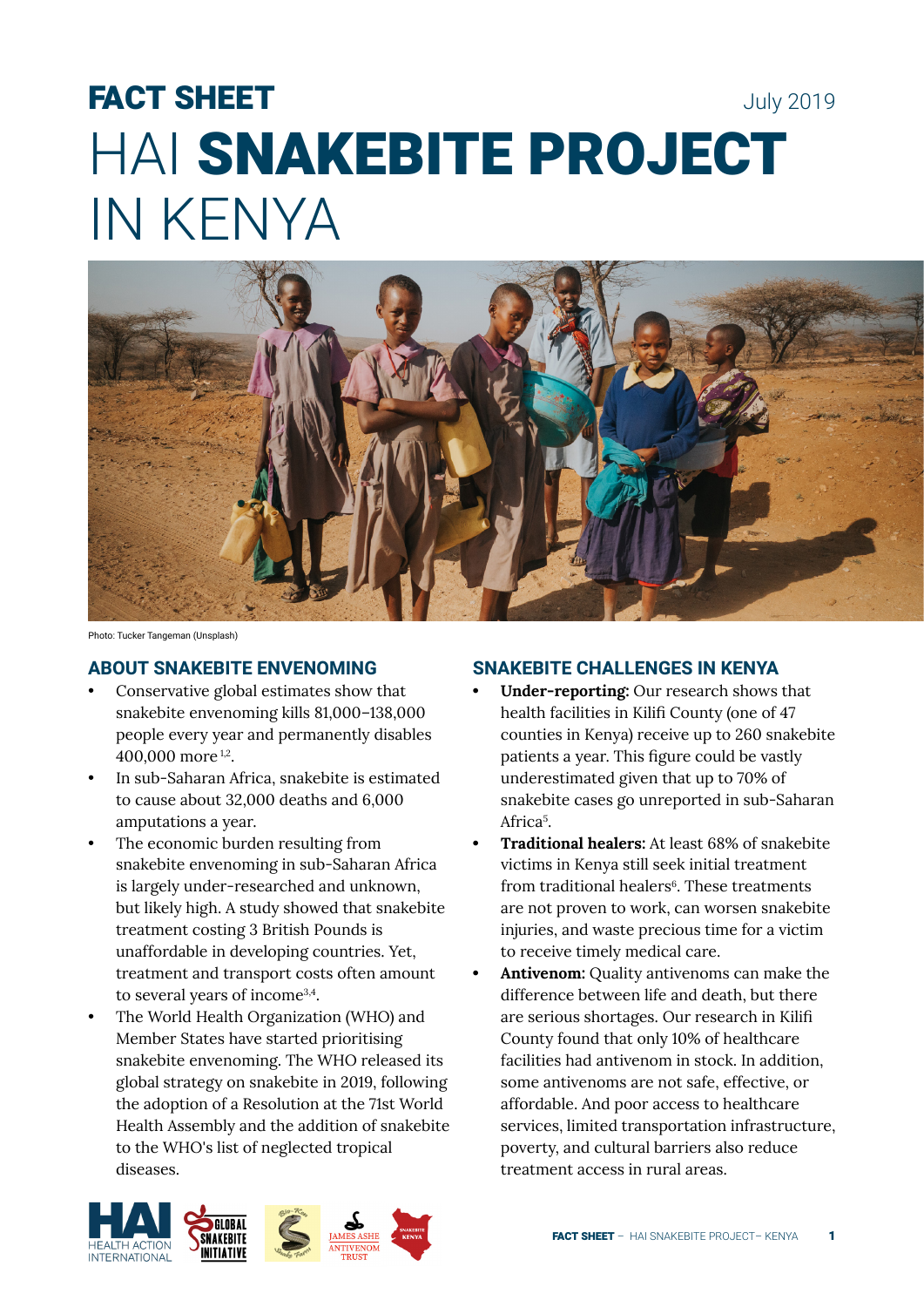# FACT SHEET

July 2019

# HAI SNAKEBITE PROJECT IN KENYA

Photo: Tucker Tangeman (Unsplash)

## ABOUT SNAKEBITE ENVENOMING

- Conservative global estimates show that snakebite envenoming kills 81,000–138,000 people every year and permanently disables 400,000 more[1,2].
- In sub-Saharan Africa, snakebite is estimated to cause about 32,000 deaths and 6,000 amputations a year.
- The economic burden resulting from snakebite envenoming in sub-Saharan Africa is largely under-researched and unknown, but likely high. A study showed that snakebite treatment costing 3 British Pounds is unaffordable in developing countries. Yet, treatment and transport costs often amount to several years of income[3,4].
- The World Health Organization (WHO) and Member States have started prioritising snakebite envenoming. The WHO released its global strategy on snakebite in 2019, following the adoption of a Resolution at the 71st World Health Assembly and the addition of snakebite to the WHO's list of neglected tropical diseases.

## SNAKEBITE CHALLENGES IN KENYA

- **Under-reporting:** Our research shows that health facilities in Kilifi County (one of 47 counties in Kenya) receive up to 260 snakebite patients a year. This figure could be vastly underestimated given that up to 70% of snakebite cases go unreported in sub-Saharan Africa[5].
- **Traditional healers:** At least 68% of snakebite victims in Kenya still seek initial treatment from traditional healers[6]. These treatments are not proven to work, can worsen snakebite injuries, and waste precious time for a victim to receive timely medical care.
- **Antivenom:** Quality antivenoms can make the difference between life and death, but there are serious shortages. Our research in Kilifi County found that only 10% of healthcare facilities had antivenom in stock. In addition, some antivenoms are not safe, effective, or affordable. And poor access to healthcare services, limited transportation infrastructure, poverty, and cultural barriers also reduce treatment access in rural areas.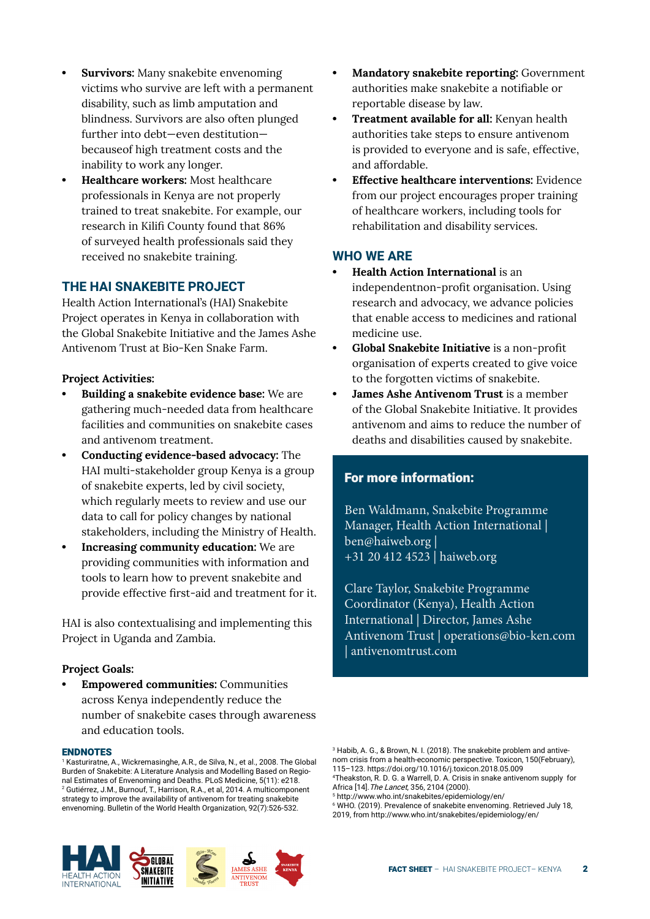- **Survivors:** Many snakebite envenoming victims who survive are left with a permanent disability, such as limb amputation and blindness. Survivors are also often plunged further into debt—even destitution—becauseof high treatment costs and the inability to work any longer.
- **Healthcare workers:** Most healthcare professionals in Kenya are not properly trained to treat snakebite. For example, our research in Kilifi County found that 86% of surveyed health professionals said they received no snakebite training.

## THE HAI SNAKEBITE PROJECT

Health Action International's (HAI) Snakebite Project operates in Kenya in collaboration with the Global Snakebite Initiative and the James Ashe Antivenom Trust at Bio-Ken Snake Farm.

**Project Activities:**

- **Building a snakebite evidence base:** We are gathering much-needed data from healthcare facilities and communities on snakebite cases and antivenom treatment.
- **Conducting evidence-based advocacy:** The HAI multi-stakeholder group Kenya is a group of snakebite experts, led by civil society, which regularly meets to review and use our data to call for policy changes by national stakeholders, including the Ministry of Health.
- **Increasing community education:** We are providing communities with information and tools to learn how to prevent snakebite and provide effective first-aid and treatment for it.

HAI is also contextualising and implementing this Project in Uganda and Zambia.

**Project Goals:**

- **Empowered communities:** Communities across Kenya independently reduce the number of snakebite cases through awareness and education tools.
- **Mandatory snakebite reporting:** Government authorities make snakebite a notifiable or reportable disease by law.
- **Treatment available for all:** Kenyan health authorities take steps to ensure antivenom is provided to everyone and is safe, effective, and affordable.
- **Effective healthcare interventions:** Evidence from our project encourages proper training of healthcare workers, including tools for rehabilitation and disability services.

## WHO WE ARE

- **Health Action International** is an independentnon-profit organisation. Using research and advocacy, we advance policies that enable access to medicines and rational medicine use.
- **Global Snakebite Initiative** is a non-profit organisation of experts created to give voice to the forgotten victims of snakebite.
- **James Ashe Antivenom Trust** is a member of the Global Snakebite Initiative. It provides antivenom and aims to reduce the number of deaths and disabilities caused by snakebite.

### For more information:

Ben Waldmann, Snakebite Programme Manager, Health Action International | ben@haiweb.org | +31 20 412 4523 | haiweb.org

Clare Taylor, Snakebite Programme Coordinator (Kenya), Health Action International | Director, James Ashe Antivenom Trust | operations@bio-ken.com | antivenomtrust.com

### ENDNOTES

[1] Kasturiratne, A., Wickremasinghe, A.R., de Silva, N., et al., 2008. The Global Burden of Snakebite: A Literature Analysis and Modelling Based on Regional Estimates of Envenoming and Deaths. PLoS Medicine, 5(11): e218.

[2] Gutiérrez, J.M., Burnouf, T., Harrison, R.A., et al, 2014. A multicomponent strategy to improve the availability of antivenom for treating snakebite envenoming. Bulletin of the World Health Organization, 92(7):526-532.

[3] Habib, A. G., & Brown, N. I. (2018). The snakebite problem and antivenom crisis from a health-economic perspective. Toxicon, 150(February), 115–123. https://doi.org/10.1016/j.toxicon.2018.05.009

[4] Theakston, R. D. G. a Warrell, D. A. Crisis in snake antivenom supply for Africa [14]. *The Lancet*, 356, 2104 (2000).

[5] http://www.who.int/snakebites/epidemiology/en/

[6] WHO. (2019). Prevalence of snakebite envenoming. Retrieved July 18, 2019, from http://www.who.int/snakebites/epidemiology/en/